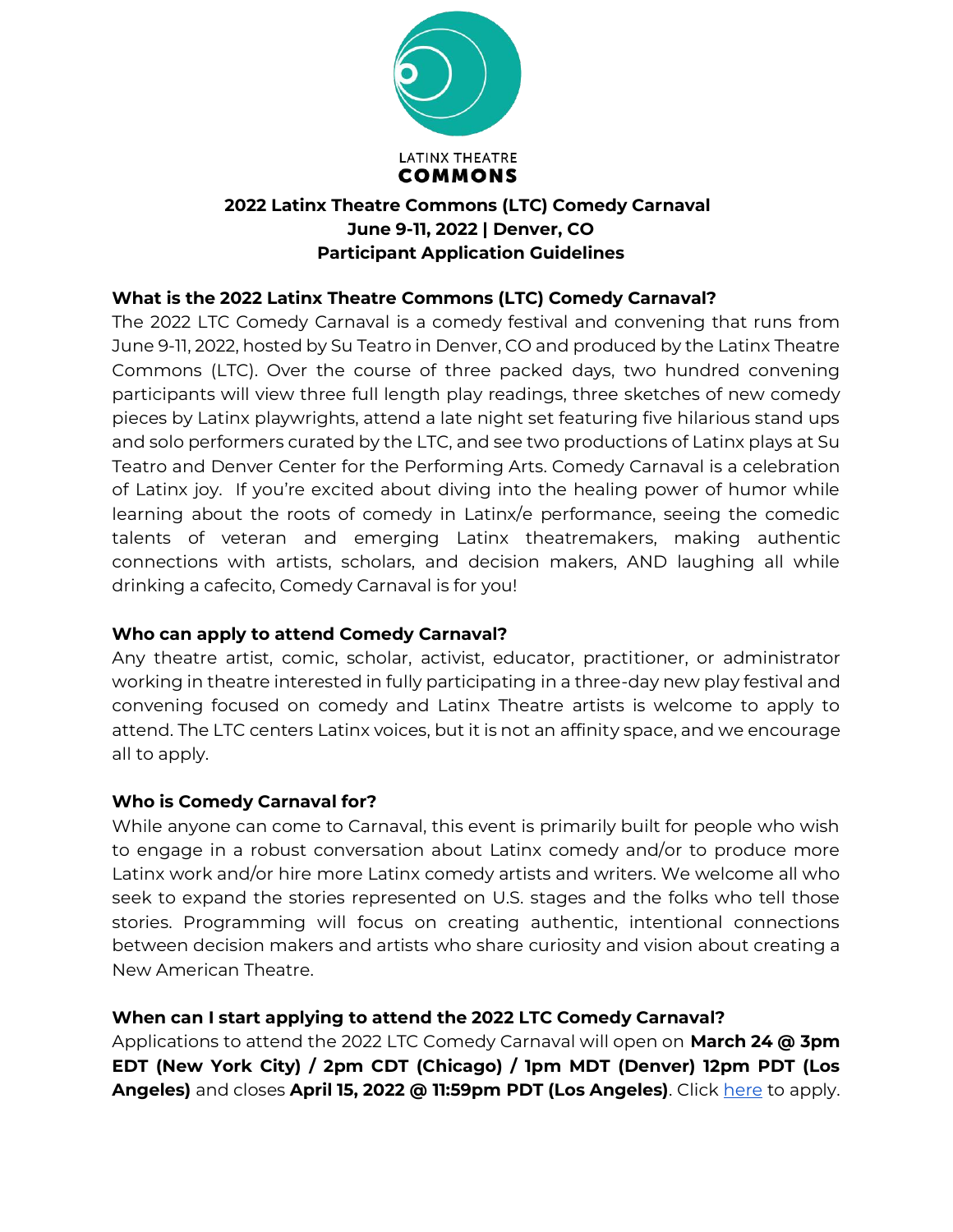LATINX THEATRE
**COMMONS**

# 2022 Latinx Theatre Commons (LTC) Comedy Carnaval
## June 9-11, 2022 | Denver, CO
## Participant Application Guidelines

### What is the 2022 Latinx Theatre Commons (LTC) Comedy Carnaval?

The 2022 LTC Comedy Carnaval is a comedy festival and convening that runs from June 9-11, 2022, hosted by Su Teatro in Denver, CO and produced by the Latinx Theatre Commons (LTC). Over the course of three packed days, two hundred convening participants will view three full length play readings, three sketches of new comedy pieces by Latinx playwrights, attend a late night set featuring five hilarious stand ups and solo performers curated by the LTC, and see two productions of Latinx plays at Su Teatro and Denver Center for the Performing Arts. Comedy Carnaval is a celebration of Latinx joy. If you're excited about diving into the healing power of humor while learning about the roots of comedy in Latinx/e performance, seeing the comedic talents of veteran and emerging Latinx theatremakers, making authentic connections with artists, scholars, and decision makers, AND laughing all while drinking a cafecito, Comedy Carnaval is for you!

### Who can apply to attend Comedy Carnaval?

Any theatre artist, comic, scholar, activist, educator, practitioner, or administrator working in theatre interested in fully participating in a three-day new play festival and convening focused on comedy and Latinx Theatre artists is welcome to apply to attend. The LTC centers Latinx voices, but it is not an affinity space, and we encourage all to apply.

### Who is Comedy Carnaval for?

While anyone can come to Carnaval, this event is primarily built for people who wish to engage in a robust conversation about Latinx comedy and/or to produce more Latinx work and/or hire more Latinx comedy artists and writers. We welcome all who seek to expand the stories represented on U.S. stages and the folks who tell those stories. Programming will focus on creating authentic, intentional connections between decision makers and artists who share curiosity and vision about creating a New American Theatre.

### When can I start applying to attend the 2022 LTC Comedy Carnaval?

Applications to attend the 2022 LTC Comedy Carnaval will open on **March 24 @ 3pm EDT (New York City) / 2pm CDT (Chicago) / 1pm MDT (Denver) 12pm PDT (Los Angeles)** and closes **April 15, 2022 @ 11:59pm PDT (Los Angeles)**. Click [here]() to apply.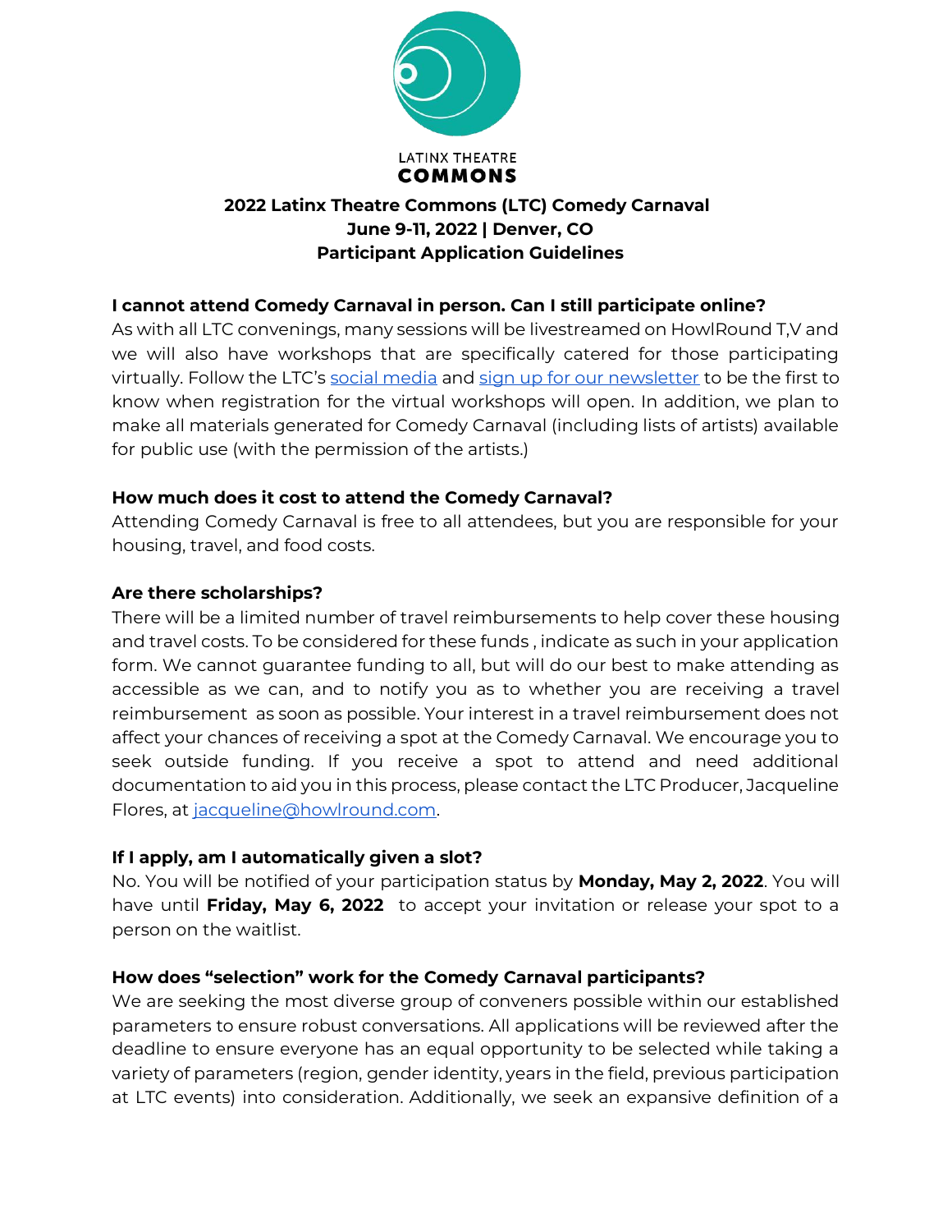LATINX THEATRE
**COMMONS**

**2022 Latinx Theatre Commons (LTC) Comedy Carnaval**
**June 9-11, 2022 | Denver, CO**
**Participant Application Guidelines**

**I cannot attend Comedy Carnaval in person. Can I still participate online?**

As with all LTC convenings, many sessions will be livestreamed on HowlRound T,V and we will also have workshops that are specifically catered for those participating virtually. Follow the LTC's social media and sign up for our newsletter to be the first to know when registration for the virtual workshops will open. In addition, we plan to make all materials generated for Comedy Carnaval (including lists of artists) available for public use (with the permission of the artists.)

**How much does it cost to attend the Comedy Carnaval?**

Attending Comedy Carnaval is free to all attendees, but you are responsible for your housing, travel, and food costs.

**Are there scholarships?**

There will be a limited number of travel reimbursements to help cover these housing and travel costs. To be considered for these funds , indicate as such in your application form. We cannot guarantee funding to all, but will do our best to make attending as accessible as we can, and to notify you as to whether you are receiving a travel reimbursement as soon as possible. Your interest in a travel reimbursement does not affect your chances of receiving a spot at the Comedy Carnaval. We encourage you to seek outside funding. If you receive a spot to attend and need additional documentation to aid you in this process, please contact the LTC Producer, Jacqueline Flores, at jacqueline@howlround.com.

**If I apply, am I automatically given a slot?**

No. You will be notified of your participation status by **Monday, May 2, 2022**. You will have until **Friday, May 6, 2022** to accept your invitation or release your spot to a person on the waitlist.

**How does "selection" work for the Comedy Carnaval participants?**

We are seeking the most diverse group of conveners possible within our established parameters to ensure robust conversations. All applications will be reviewed after the deadline to ensure everyone has an equal opportunity to be selected while taking a variety of parameters (region, gender identity, years in the field, previous participation at LTC events) into consideration. Additionally, we seek an expansive definition of a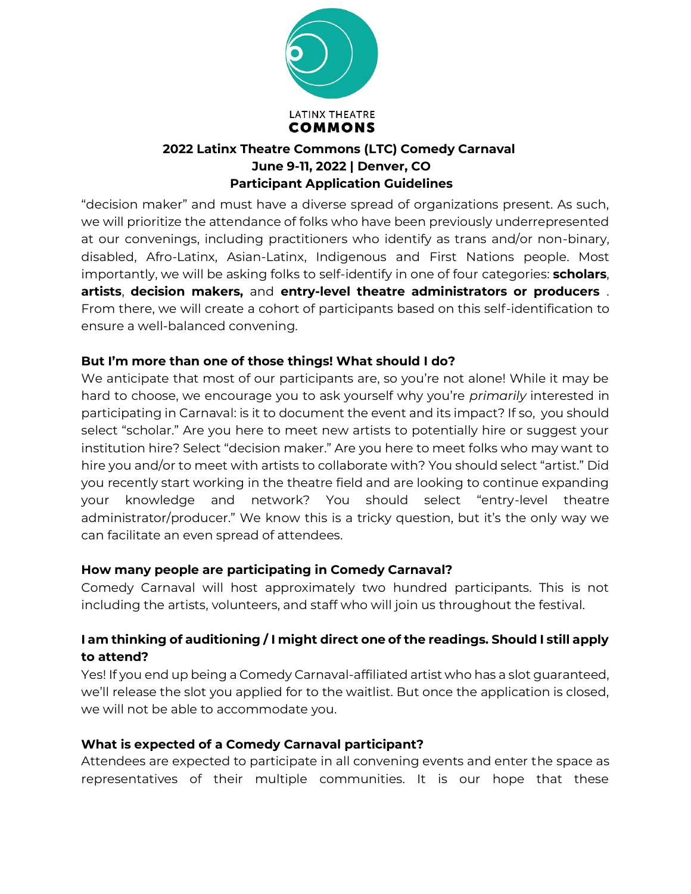"decision maker" and must have a diverse spread of organizations present. As such, we will prioritize the attendance of folks who have been previously underrepresented at our convenings, including practitioners who identify as trans and/or non-binary, disabled, Afro-Latinx, Asian-Latinx, Indigenous and First Nations people. Most importantly, we will be asking folks to self-identify in one of four categories: **scholars**, **artists**, **decision makers,** and **entry-level theatre administrators or producers** . From there, we will create a cohort of participants based on this self-identification to ensure a well-balanced convening.

### But I'm more than one of those things! What should I do?

We anticipate that most of our participants are, so you're not alone! While it may be hard to choose, we encourage you to ask yourself why you're *primarily* interested in participating in Carnaval: is it to document the event and its impact? If so, you should select "scholar." Are you here to meet new artists to potentially hire or suggest your institution hire? Select "decision maker." Are you here to meet folks who may want to hire you and/or to meet with artists to collaborate with? You should select "artist." Did you recently start working in the theatre field and are looking to continue expanding your knowledge and network? You should select "entry-level theatre administrator/producer." We know this is a tricky question, but it's the only way we can facilitate an even spread of attendees.

### How many people are participating in Comedy Carnaval?

Comedy Carnaval will host approximately two hundred participants. This is not including the artists, volunteers, and staff who will join us throughout the festival.

### I am thinking of auditioning / I might direct one of the readings. Should I still apply to attend?

Yes! If you end up being a Comedy Carnaval-affiliated artist who has a slot guaranteed, we'll release the slot you applied for to the waitlist. But once the application is closed, we will not be able to accommodate you.

### What is expected of a Comedy Carnaval participant?

Attendees are expected to participate in all convening events and enter the space as representatives of their multiple communities. It is our hope that these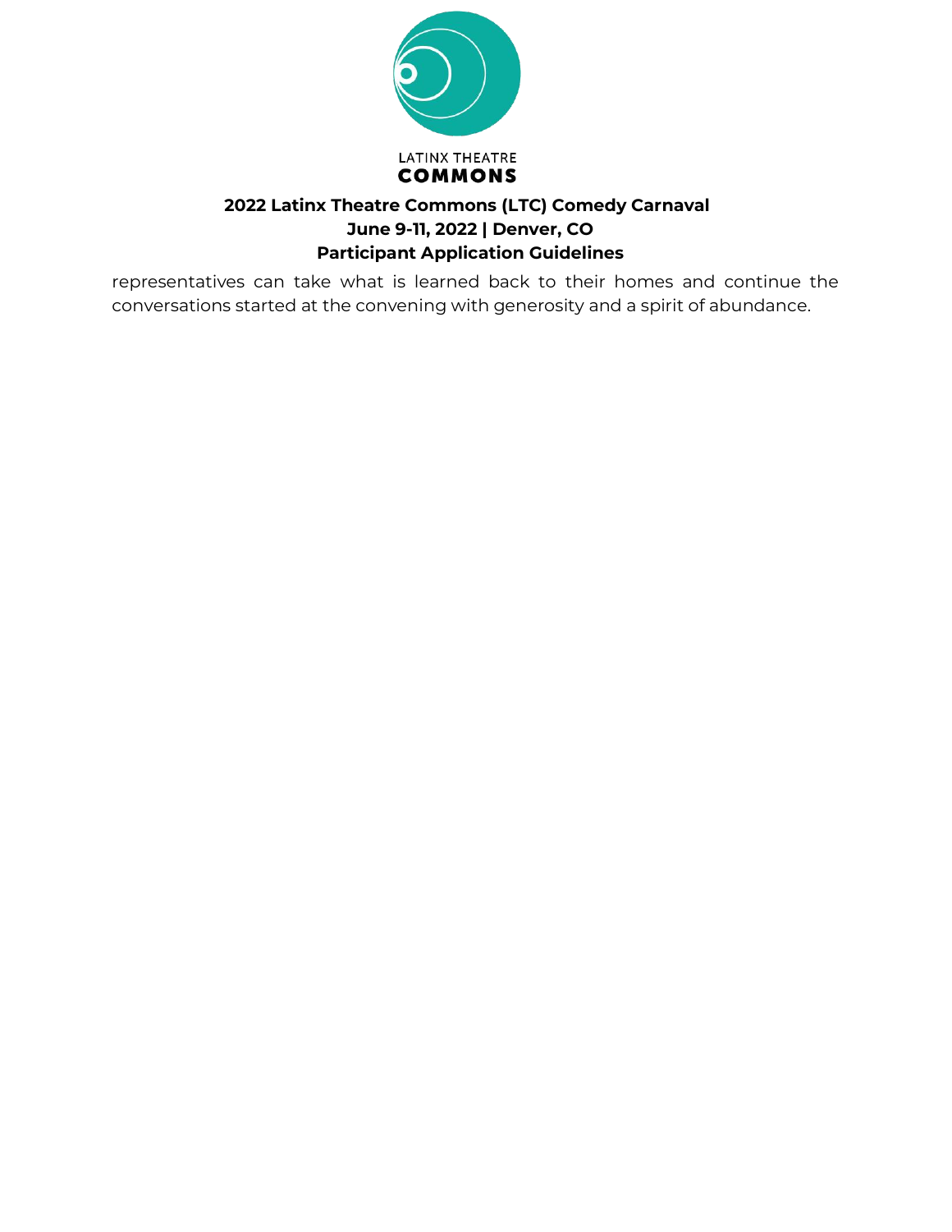representatives can take what is learned back to their homes and continue the conversations started at the convening with generosity and a spirit of abundance.